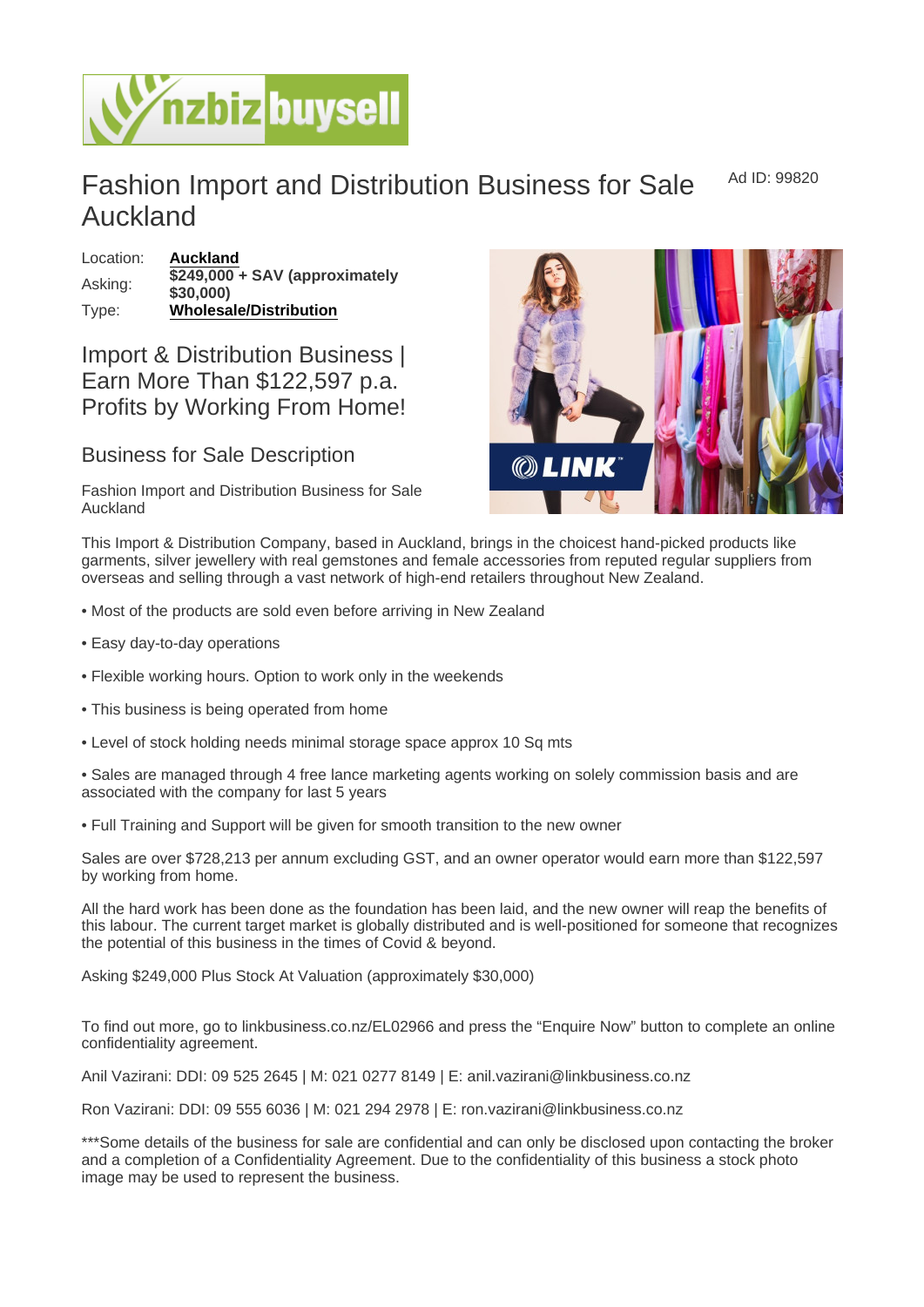# Fashion Import and Distribution Business for Sale Auckland

Ad ID: 99820

| | |
|---|---|
| Location: | **Auckland** |
| Asking: | **$249,000 + SAV (approximately $30,000)** |
| Type: | **Wholesale/Distribution** |

## Import & Distribution Business | Earn More Than $122,597 p.a. Profits by Working From Home!

### Business for Sale Description

Fashion Import and Distribution Business for Sale Auckland

This Import & Distribution Company, based in Auckland, brings in the choicest hand-picked products like garments, silver jewellery with real gemstones and female accessories from reputed regular suppliers from overseas and selling through a vast network of high-end retailers throughout New Zealand.

• Most of the products are sold even before arriving in New Zealand

• Easy day-to-day operations

• Flexible working hours. Option to work only in the weekends

• This business is being operated from home

• Level of stock holding needs minimal storage space approx 10 Sq mts

• Sales are managed through 4 free lance marketing agents working on solely commission basis and are associated with the company for last 5 years

• Full Training and Support will be given for smooth transition to the new owner

Sales are over $728,213 per annum excluding GST, and an owner operator would earn more than $122,597 by working from home.

All the hard work has been done as the foundation has been laid, and the new owner will reap the benefits of this labour. The current target market is globally distributed and is well-positioned for someone that recognizes the potential of this business in the times of Covid & beyond.

Asking $249,000 Plus Stock At Valuation (approximately $30,000)

To find out more, go to linkbusiness.co.nz/EL02966 and press the "Enquire Now" button to complete an online confidentiality agreement.

Anil Vazirani: DDI: 09 525 2645 | M: 021 0277 8149 | E: anil.vazirani@linkbusiness.co.nz

Ron Vazirani: DDI: 09 555 6036 | M: 021 294 2978 | E: ron.vazirani@linkbusiness.co.nz

***Some details of the business for sale are confidential and can only be disclosed upon contacting the broker and a completion of a Confidentiality Agreement. Due to the confidentiality of this business a stock photo image may be used to represent the business.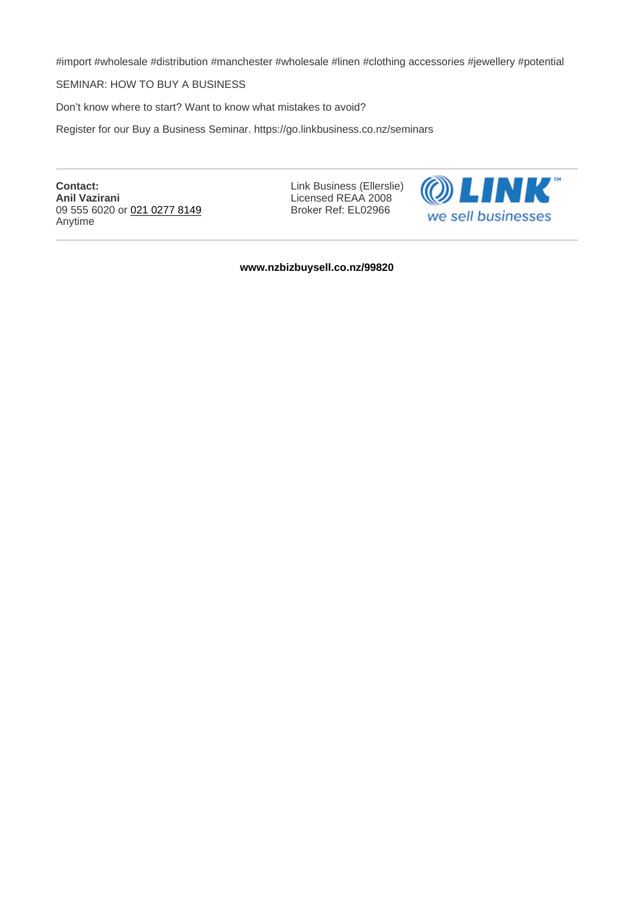#import #wholesale #distribution #manchester #wholesale #linen #clothing accessories #jewellery #potential

SEMINAR: HOW TO BUY A BUSINESS

Don't know where to start? Want to know what mistakes to avoid?

Register for our Buy a Business Seminar. https://go.linkbusiness.co.nz/seminars

---

**Contact:**
**Anil Vazirani**
09 555 6020 or 021 0277 8149
Anytime

Link Business (Ellerslie)
Licensed REAA 2008
Broker Ref: EL02966

LINK™
we sell businesses

---

**www.nzbizbuysell.co.nz/99820**